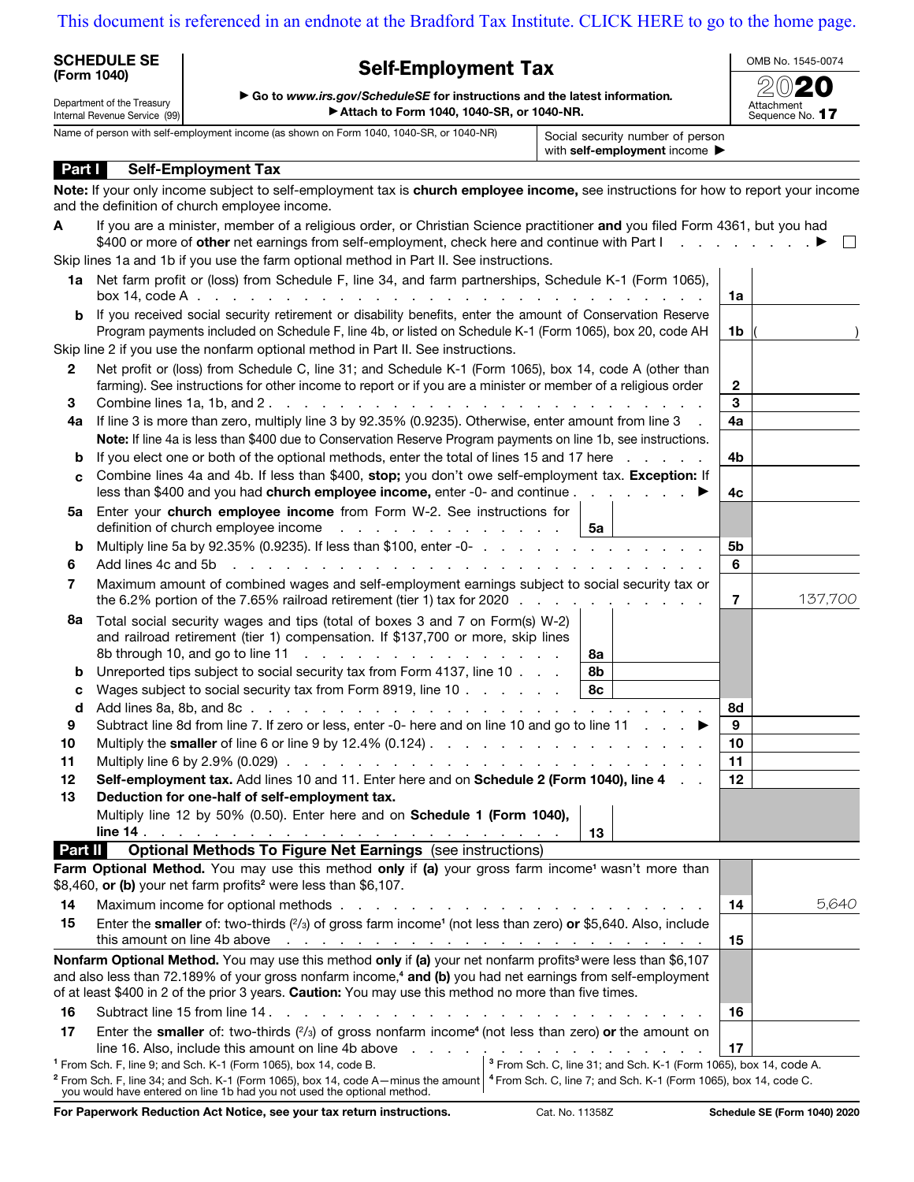This document is referenced in an endnote at the Bradford Tax Institute. CLICK HERE to go to the home page.

**SCHEDULE SE (Form 1040)**

Department of the Treasury
Internal Revenue Service (99)

# Self-Employment Tax

▶ Go to *www.irs.gov/ScheduleSE* for instructions and the latest information.
▶ Attach to Form 1040, 1040-SR, or 1040-NR.

OMB No. 1545-0074
2020
Attachment Sequence No. **17**

Name of person with self-employment income (as shown on Form 1040, 1040-SR, or 1040-NR)

Social security number of person with **self-employment** income ▶

## Part I Self-Employment Tax

**Note:** If your only income subject to self-employment tax is **church employee income,** see instructions for how to report your income and the definition of church employee income.

**A** If you are a minister, member of a religious order, or Christian Science practitioner **and** you filed Form 4361, but you had $400 or more of **other** net earnings from self-employment, check here and continue with Part I . . . . . . . . ▶ ☐

Skip lines 1a and 1b if you use the farm optional method in Part II. See instructions.

| Line | Description | | | Line | Amount |
|---|---|---|---|---|---|
| 1a | Net farm profit or (loss) from Schedule F, line 34, and farm partnerships, Schedule K-1 (Form 1065), box 14, code A | | | 1a | |
| b | If you received social security retirement or disability benefits, enter the amount of Conservation Reserve Program payments included on Schedule F, line 4b, or listed on Schedule K-1 (Form 1065), box 20, code AH | | | 1b | ( ) |
| | Skip line 2 if you use the nonfarm optional method in Part II. See instructions. | | | | |
| 2 | Net profit or (loss) from Schedule C, line 31; and Schedule K-1 (Form 1065), box 14, code A (other than farming). See instructions for other income to report or if you are a minister or member of a religious order | | | 2 | |
| 3 | Combine lines 1a, 1b, and 2 | | | 3 | |
| 4a | If line 3 is more than zero, multiply line 3 by 92.35% (0.9235). Otherwise, enter amount from line 3 | | | 4a | |
| | **Note:** If line 4a is less than $400 due to Conservation Reserve Program payments on line 1b, see instructions. | | | | |
| b | If you elect one or both of the optional methods, enter the total of lines 15 and 17 here | | | 4b | |
| c | Combine lines 4a and 4b. If less than $400, **stop;** you don't owe self-employment tax. **Exception:** If less than $400 and you had **church employee income,** enter -0- and continue ▶ | | | 4c | |
| 5a | Enter your **church employee income** from Form W-2. See instructions for definition of church employee income | 5a | | | |
| b | Multiply line 5a by 92.35% (0.9235). If less than $100, enter -0- | | | 5b | |
| 6 | Add lines 4c and 5b | | | 6 | |
| 7 | Maximum amount of combined wages and self-employment earnings subject to social security tax or the 6.2% portion of the 7.65% railroad retirement (tier 1) tax for 2020 | | | 7 | 137,700 |
| 8a | Total social security wages and tips (total of boxes 3 and 7 on Form(s) W-2) and railroad retirement (tier 1) compensation. If $137,700 or more, skip lines 8b through 10, and go to line 11 | 8a | | | |
| b | Unreported tips subject to social security tax from Form 4137, line 10 | 8b | | | |
| c | Wages subject to social security tax from Form 8919, line 10 | 8c | | | |
| d | Add lines 8a, 8b, and 8c | | | 8d | |
| 9 | Subtract line 8d from line 7. If zero or less, enter -0- here and on line 10 and go to line 11 ▶ | | | 9 | |
| 10 | Multiply the **smaller** of line 6 or line 9 by 12.4% (0.124) | | | 10 | |
| 11 | Multiply line 6 by 2.9% (0.029) | | | 11 | |
| 12 | **Self-employment tax.** Add lines 10 and 11. Enter here and on **Schedule 2 (Form 1040), line 4** | | | 12 | |
| 13 | **Deduction for one-half of self-employment tax.** Multiply line 12 by 50% (0.50). Enter here and on **Schedule 1 (Form 1040), line 14** | 13 | | | |

## Part II Optional Methods To Figure Net Earnings (see instructions)

**Farm Optional Method.** You may use this method **only** if **(a)** your gross farm income[1] wasn't more than $8,460, **or (b)** your net farm profits[2] were less than $6,107.

| Line | Description | Line | Amount |
|---|---|---|---|
| 14 | Maximum income for optional methods | 14 | 5,640 |
| 15 | Enter the **smaller** of: two-thirds (2/3) of gross farm income[1] (not less than zero) **or** $5,640. Also, include this amount on line 4b above | 15 | |

**Nonfarm Optional Method.** You may use this method **only** if **(a)** your net nonfarm profits[3] were less than $6,107 and also less than 72.189% of your gross nonfarm income,[4] **and (b)** you had net earnings from self-employment of at least $400 in 2 of the prior 3 years. **Caution:** You may use this method no more than five times.

| Line | Description | Line | Amount |
|---|---|---|---|
| 16 | Subtract line 15 from line 14 | 16 | |
| 17 | Enter the **smaller** of: two-thirds (2/3) of gross nonfarm income[4] (not less than zero) **or** the amount on line 16. Also, include this amount on line 4b above | 17 | |

[1] From Sch. F, line 9; and Sch. K-1 (Form 1065), box 14, code B.
[2] From Sch. F, line 34; and Sch. K-1 (Form 1065), box 14, code A—minus the amount you would have entered on line 1b had you not used the optional method.
[3] From Sch. C, line 31; and Sch. K-1 (Form 1065), box 14, code A.
[4] From Sch. C, line 7; and Sch. K-1 (Form 1065), box 14, code C.

**For Paperwork Reduction Act Notice, see your tax return instructions.** Cat. No. 11358Z **Schedule SE (Form 1040) 2020**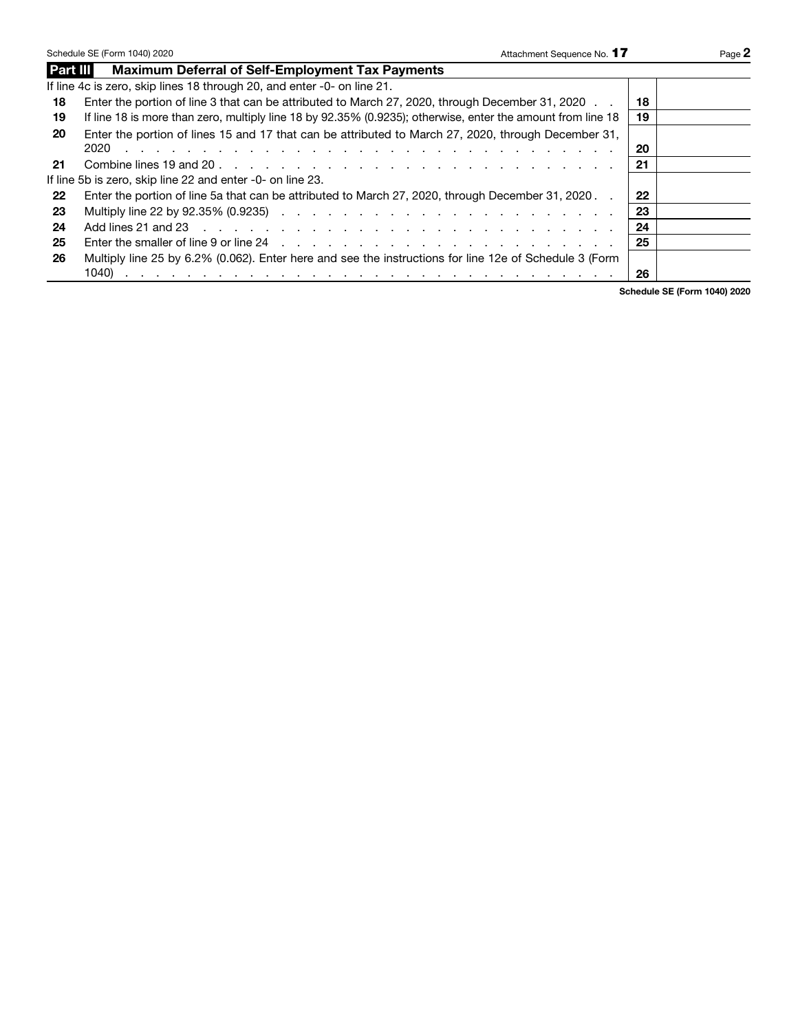## Part III Maximum Deferral of Self-Employment Tax Payments

If line 4c is zero, skip lines 18 through 20, and enter -0- on line 21.

| | | | |
|---|---|---|---|
| 18 | Enter the portion of line 3 that can be attributed to March 27, 2020, through December 31, 2020 | 18 | |
| 19 | If line 18 is more than zero, multiply line 18 by 92.35% (0.9235); otherwise, enter the amount from line 18 | 19 | |
| 20 | Enter the portion of lines 15 and 17 that can be attributed to March 27, 2020, through December 31, 2020 | 20 | |
| 21 | Combine lines 19 and 20 | 21 | |

If line 5b is zero, skip line 22 and enter -0- on line 23.

| | | | |
|---|---|---|---|
| 22 | Enter the portion of line 5a that can be attributed to March 27, 2020, through December 31, 2020 | 22 | |
| 23 | Multiply line 22 by 92.35% (0.9235) | 23 | |
| 24 | Add lines 21 and 23 | 24 | |
| 25 | Enter the smaller of line 9 or line 24 | 25 | |
| 26 | Multiply line 25 by 6.2% (0.062). Enter here and see the instructions for line 12e of Schedule 3 (Form 1040) | 26 | |

Schedule SE (Form 1040) 2020